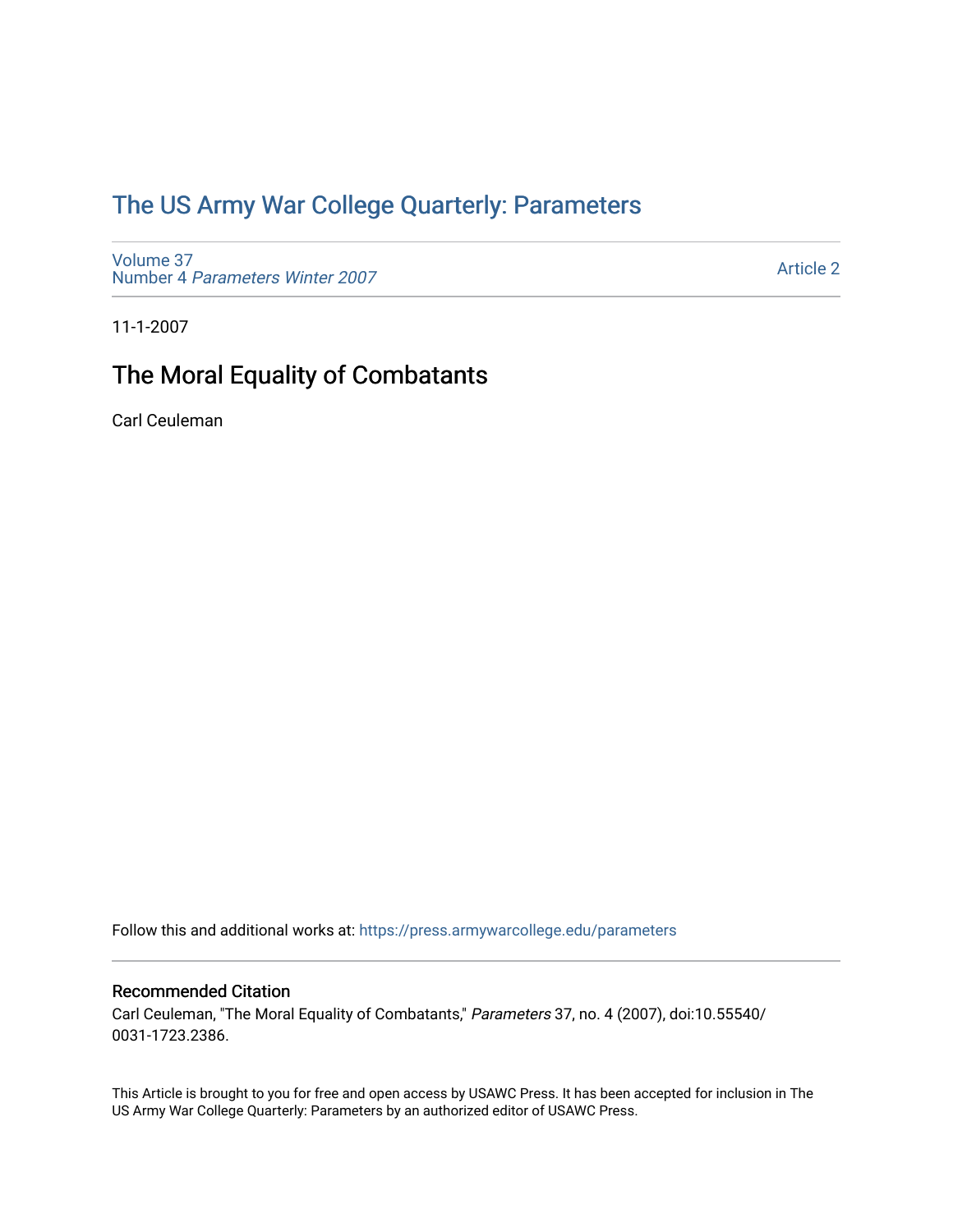# The US Army War College Quarterly: Parameters

Volume 37
Number 4 *Parameters Winter 2007*

Article 2

11-1-2007

## The Moral Equality of Combatants

Carl Ceuleman

Follow this and additional works at: https://press.armywarcollege.edu/parameters

### Recommended Citation

Carl Ceuleman, "The Moral Equality of Combatants," *Parameters* 37, no. 4 (2007), doi:10.55540/0031-1723.2386.

This Article is brought to you for free and open access by USAWC Press. It has been accepted for inclusion in The US Army War College Quarterly: Parameters by an authorized editor of USAWC Press.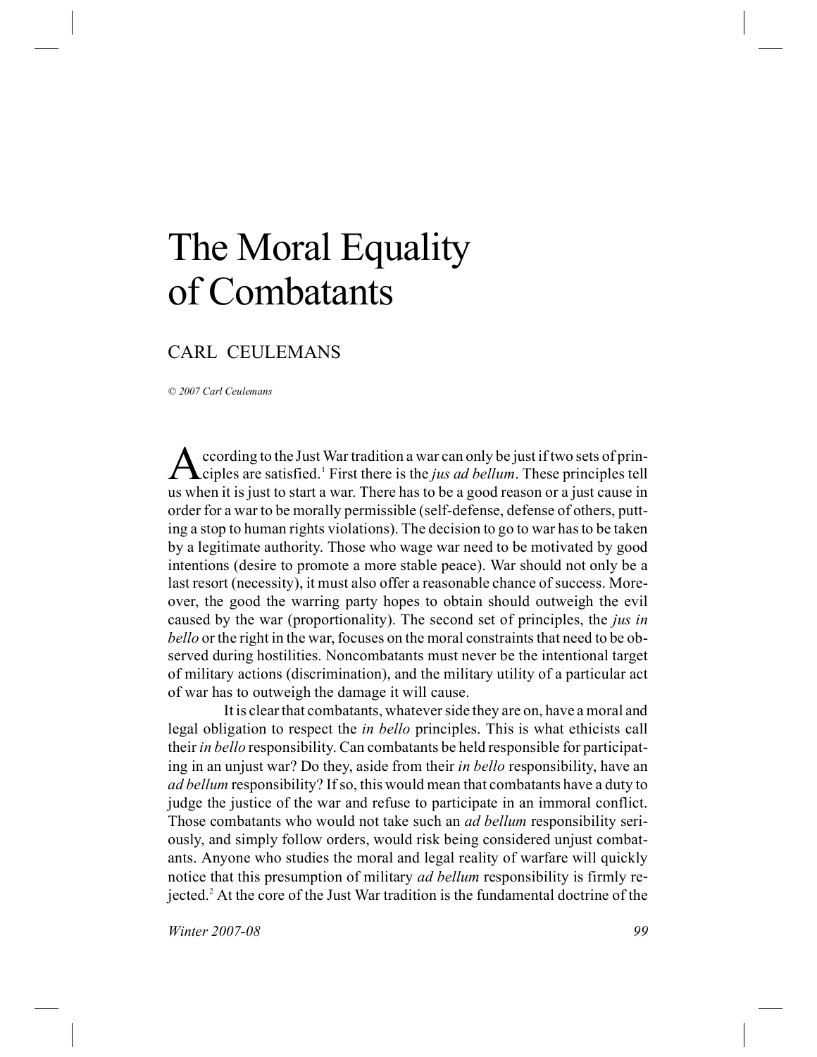# The Moral Equality of Combatants

## CARL CEULEMANS

*© 2007 Carl Ceulemans*

According to the Just War tradition a war can only be just if two sets of principles are satisfied.[1] First there is the *jus ad bellum*. These principles tell us when it is just to start a war. There has to be a good reason or a just cause in order for a war to be morally permissible (self-defense, defense of others, putting a stop to human rights violations). The decision to go to war has to be taken by a legitimate authority. Those who wage war need to be motivated by good intentions (desire to promote a more stable peace). War should not only be a last resort (necessity), it must also offer a reasonable chance of success. Moreover, the good the warring party hopes to obtain should outweigh the evil caused by the war (proportionality). The second set of principles, the *jus in bello* or the right in the war, focuses on the moral constraints that need to be observed during hostilities. Noncombatants must never be the intentional target of military actions (discrimination), and the military utility of a particular act of war has to outweigh the damage it will cause.

It is clear that combatants, whatever side they are on, have a moral and legal obligation to respect the *in bello* principles. This is what ethicists call their *in bello* responsibility. Can combatants be held responsible for participating in an unjust war? Do they, aside from their *in bello* responsibility, have an *ad bellum* responsibility? If so, this would mean that combatants have a duty to judge the justice of the war and refuse to participate in an immoral conflict. Those combatants who would not take such an *ad bellum* responsibility seriously, and simply follow orders, would risk being considered unjust combatants. Anyone who studies the moral and legal reality of warfare will quickly notice that this presumption of military *ad bellum* responsibility is firmly rejected.[2] At the core of the Just War tradition is the fundamental doctrine of the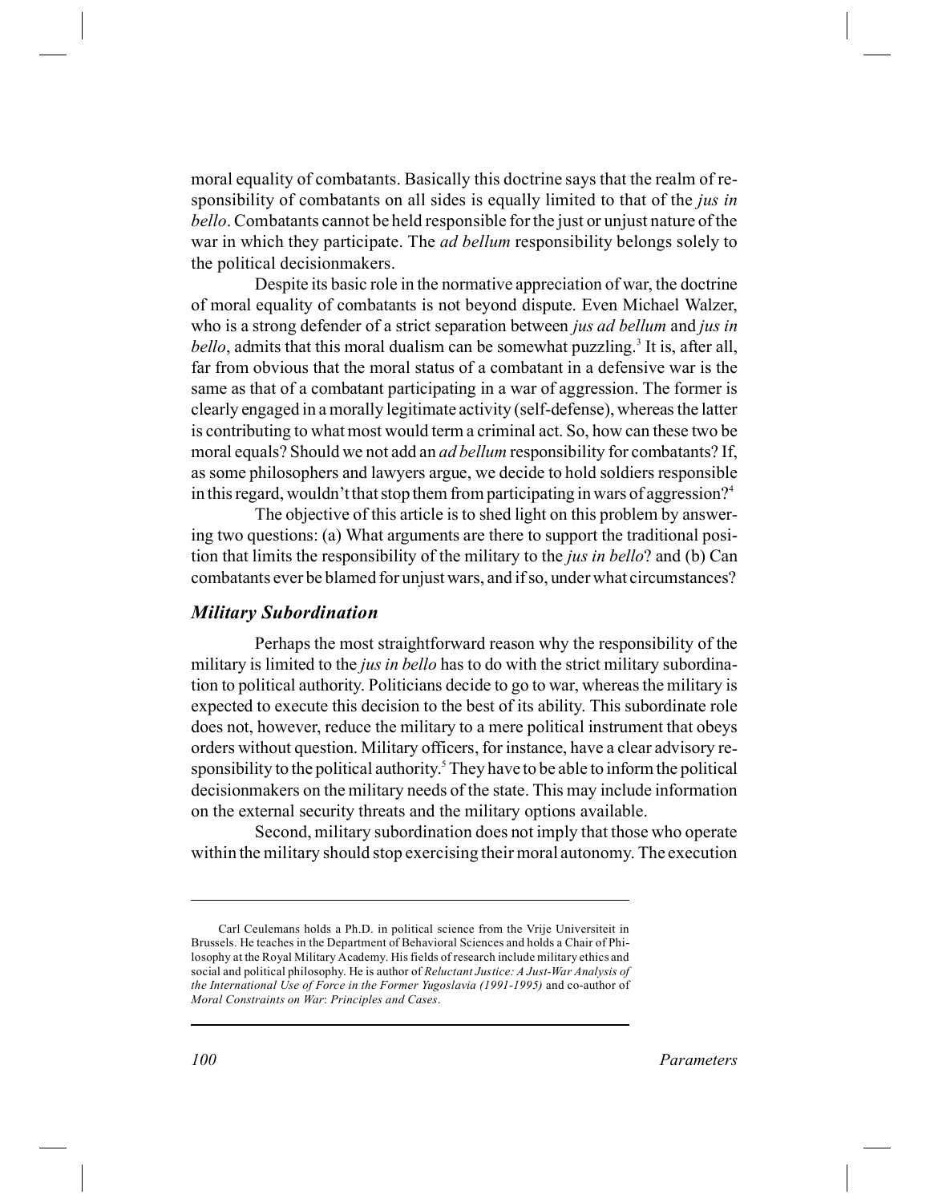moral equality of combatants. Basically this doctrine says that the realm of responsibility of combatants on all sides is equally limited to that of the *jus in bello*. Combatants cannot be held responsible for the just or unjust nature of the war in which they participate. The *ad bellum* responsibility belongs solely to the political decisionmakers.

Despite its basic role in the normative appreciation of war, the doctrine of moral equality of combatants is not beyond dispute. Even Michael Walzer, who is a strong defender of a strict separation between *jus ad bellum* and *jus in bello*, admits that this moral dualism can be somewhat puzzling.[3] It is, after all, far from obvious that the moral status of a combatant in a defensive war is the same as that of a combatant participating in a war of aggression. The former is clearly engaged in a morally legitimate activity (self-defense), whereas the latter is contributing to what most would term a criminal act. So, how can these two be moral equals? Should we not add an *ad bellum* responsibility for combatants? If, as some philosophers and lawyers argue, we decide to hold soldiers responsible in this regard, wouldn't that stop them from participating in wars of aggression?[4]

The objective of this article is to shed light on this problem by answering two questions: (a) What arguments are there to support the traditional position that limits the responsibility of the military to the *jus in bello*? and (b) Can combatants ever be blamed for unjust wars, and if so, under what circumstances?

### *Military Subordination*

Perhaps the most straightforward reason why the responsibility of the military is limited to the *jus in bello* has to do with the strict military subordination to political authority. Politicians decide to go to war, whereas the military is expected to execute this decision to the best of its ability. This subordinate role does not, however, reduce the military to a mere political instrument that obeys orders without question. Military officers, for instance, have a clear advisory responsibility to the political authority.[5] They have to be able to inform the political decisionmakers on the military needs of the state. This may include information on the external security threats and the military options available.

Second, military subordination does not imply that those who operate within the military should stop exercising their moral autonomy. The execution

---

Carl Ceulemans holds a Ph.D. in political science from the Vrije Universiteit in Brussels. He teaches in the Department of Behavioral Sciences and holds a Chair of Philosophy at the Royal Military Academy. His fields of research include military ethics and social and political philosophy. He is author of *Reluctant Justice: A Just-War Analysis of the International Use of Force in the Former Yugoslavia (1991-1995)* and co-author of *Moral Constraints on War*: *Principles and Cases*.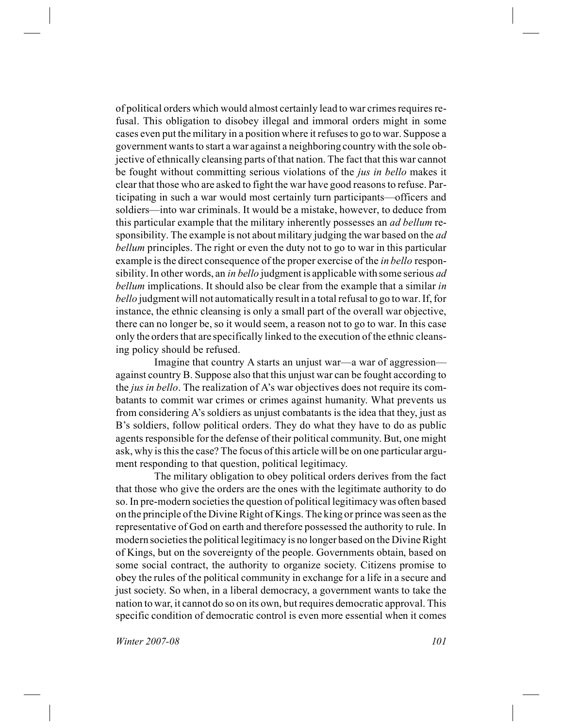of political orders which would almost certainly lead to war crimes requires refusal. This obligation to disobey illegal and immoral orders might in some cases even put the military in a position where it refuses to go to war. Suppose a government wants to start a war against a neighboring country with the sole objective of ethnically cleansing parts of that nation. The fact that this war cannot be fought without committing serious violations of the *jus in bello* makes it clear that those who are asked to fight the war have good reasons to refuse. Participating in such a war would most certainly turn participants—officers and soldiers—into war criminals. It would be a mistake, however, to deduce from this particular example that the military inherently possesses an *ad bellum* responsibility. The example is not about military judging the war based on the *ad bellum* principles. The right or even the duty not to go to war in this particular example is the direct consequence of the proper exercise of the *in bello* responsibility. In other words, an *in bello* judgment is applicable with some serious *ad bellum* implications. It should also be clear from the example that a similar *in bello* judgment will not automatically result in a total refusal to go to war. If, for instance, the ethnic cleansing is only a small part of the overall war objective, there can no longer be, so it would seem, a reason not to go to war. In this case only the orders that are specifically linked to the execution of the ethnic cleansing policy should be refused.

Imagine that country A starts an unjust war—a war of aggression—against country B. Suppose also that this unjust war can be fought according to the *jus in bello*. The realization of A's war objectives does not require its combatants to commit war crimes or crimes against humanity. What prevents us from considering A's soldiers as unjust combatants is the idea that they, just as B's soldiers, follow political orders. They do what they have to do as public agents responsible for the defense of their political community. But, one might ask, why is this the case? The focus of this article will be on one particular argument responding to that question, political legitimacy.

The military obligation to obey political orders derives from the fact that those who give the orders are the ones with the legitimate authority to do so. In pre-modern societies the question of political legitimacy was often based on the principle of the Divine Right of Kings. The king or prince was seen as the representative of God on earth and therefore possessed the authority to rule. In modern societies the political legitimacy is no longer based on the Divine Right of Kings, but on the sovereignty of the people. Governments obtain, based on some social contract, the authority to organize society. Citizens promise to obey the rules of the political community in exchange for a life in a secure and just society. So when, in a liberal democracy, a government wants to take the nation to war, it cannot do so on its own, but requires democratic approval. This specific condition of democratic control is even more essential when it comes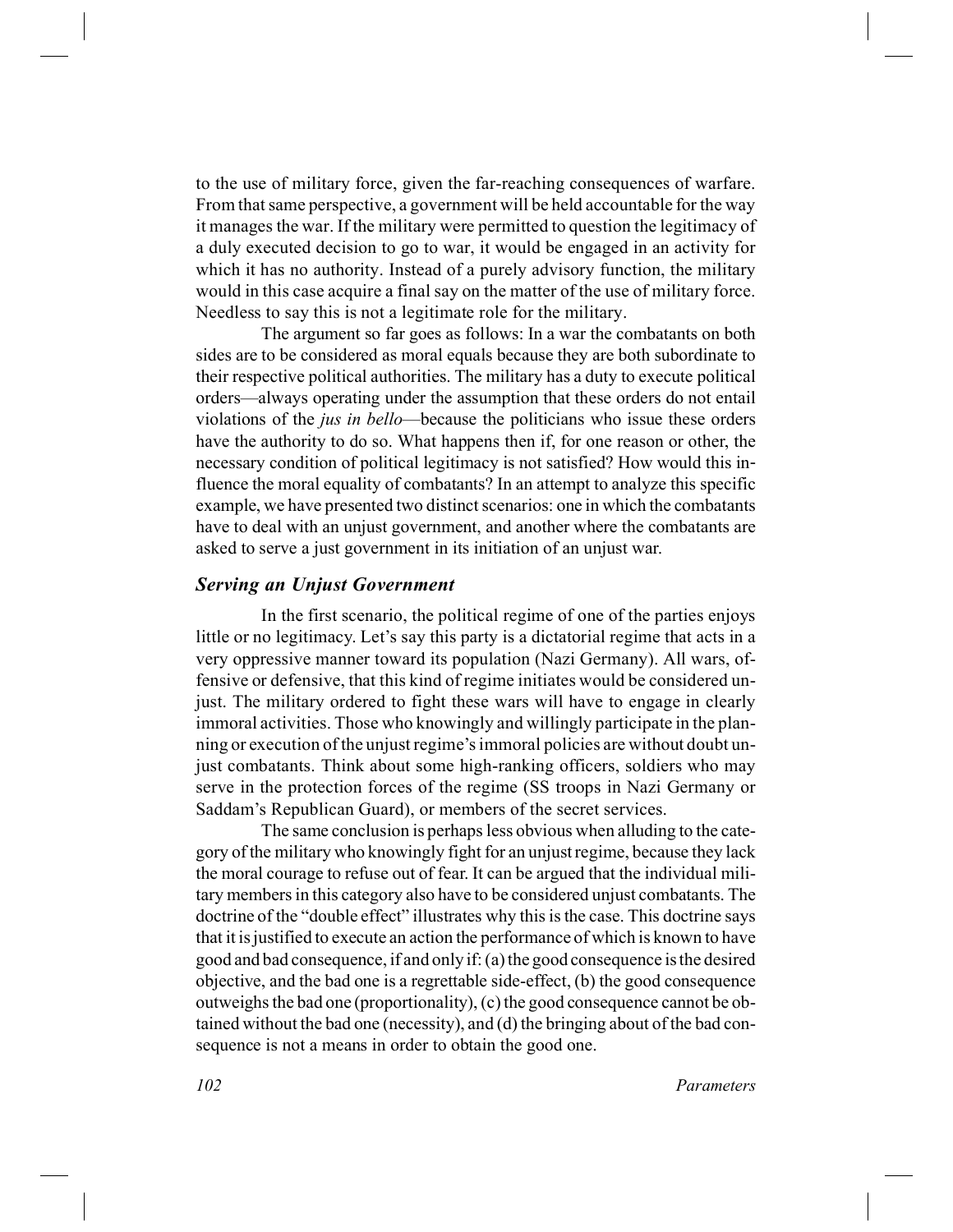to the use of military force, given the far-reaching consequences of warfare. From that same perspective, a government will be held accountable for the way it manages the war. If the military were permitted to question the legitimacy of a duly executed decision to go to war, it would be engaged in an activity for which it has no authority. Instead of a purely advisory function, the military would in this case acquire a final say on the matter of the use of military force. Needless to say this is not a legitimate role for the military.

The argument so far goes as follows: In a war the combatants on both sides are to be considered as moral equals because they are both subordinate to their respective political authorities. The military has a duty to execute political orders—always operating under the assumption that these orders do not entail violations of the *jus in bello*—because the politicians who issue these orders have the authority to do so. What happens then if, for one reason or other, the necessary condition of political legitimacy is not satisfied? How would this influence the moral equality of combatants? In an attempt to analyze this specific example, we have presented two distinct scenarios: one in which the combatants have to deal with an unjust government, and another where the combatants are asked to serve a just government in its initiation of an unjust war.

### *Serving an Unjust Government*

In the first scenario, the political regime of one of the parties enjoys little or no legitimacy. Let's say this party is a dictatorial regime that acts in a very oppressive manner toward its population (Nazi Germany). All wars, offensive or defensive, that this kind of regime initiates would be considered unjust. The military ordered to fight these wars will have to engage in clearly immoral activities. Those who knowingly and willingly participate in the planning or execution of the unjust regime's immoral policies are without doubt unjust combatants. Think about some high-ranking officers, soldiers who may serve in the protection forces of the regime (SS troops in Nazi Germany or Saddam's Republican Guard), or members of the secret services.

The same conclusion is perhaps less obvious when alluding to the category of the military who knowingly fight for an unjust regime, because they lack the moral courage to refuse out of fear. It can be argued that the individual military members in this category also have to be considered unjust combatants. The doctrine of the "double effect" illustrates why this is the case. This doctrine says that it is justified to execute an action the performance of which is known to have good and bad consequence, if and only if: (a) the good consequence is the desired objective, and the bad one is a regrettable side-effect, (b) the good consequence outweighs the bad one (proportionality), (c) the good consequence cannot be obtained without the bad one (necessity), and (d) the bringing about of the bad consequence is not a means in order to obtain the good one.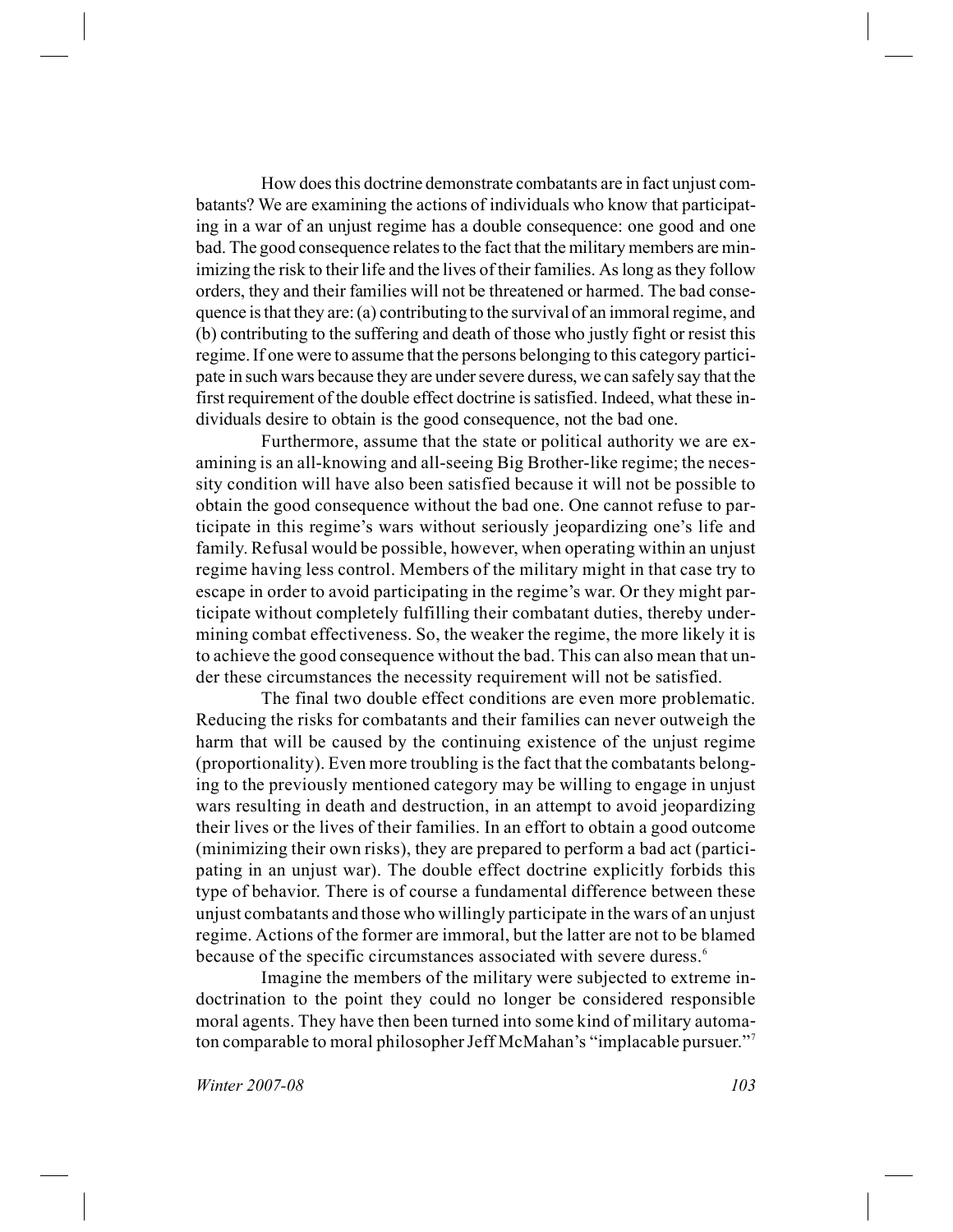How does this doctrine demonstrate combatants are in fact unjust combatants? We are examining the actions of individuals who know that participating in a war of an unjust regime has a double consequence: one good and one bad. The good consequence relates to the fact that the military members are minimizing the risk to their life and the lives of their families. As long as they follow orders, they and their families will not be threatened or harmed. The bad consequence is that they are: (a) contributing to the survival of an immoral regime, and (b) contributing to the suffering and death of those who justly fight or resist this regime. If one were to assume that the persons belonging to this category participate in such wars because they are under severe duress, we can safely say that the first requirement of the double effect doctrine is satisfied. Indeed, what these individuals desire to obtain is the good consequence, not the bad one.

Furthermore, assume that the state or political authority we are examining is an all-knowing and all-seeing Big Brother-like regime; the necessity condition will have also been satisfied because it will not be possible to obtain the good consequence without the bad one. One cannot refuse to participate in this regime's wars without seriously jeopardizing one's life and family. Refusal would be possible, however, when operating within an unjust regime having less control. Members of the military might in that case try to escape in order to avoid participating in the regime's war. Or they might participate without completely fulfilling their combatant duties, thereby undermining combat effectiveness. So, the weaker the regime, the more likely it is to achieve the good consequence without the bad. This can also mean that under these circumstances the necessity requirement will not be satisfied.

The final two double effect conditions are even more problematic. Reducing the risks for combatants and their families can never outweigh the harm that will be caused by the continuing existence of the unjust regime (proportionality). Even more troubling is the fact that the combatants belonging to the previously mentioned category may be willing to engage in unjust wars resulting in death and destruction, in an attempt to avoid jeopardizing their lives or the lives of their families. In an effort to obtain a good outcome (minimizing their own risks), they are prepared to perform a bad act (participating in an unjust war). The double effect doctrine explicitly forbids this type of behavior. There is of course a fundamental difference between these unjust combatants and those who willingly participate in the wars of an unjust regime. Actions of the former are immoral, but the latter are not to be blamed because of the specific circumstances associated with severe duress.[6]

Imagine the members of the military were subjected to extreme indoctrination to the point they could no longer be considered responsible moral agents. They have then been turned into some kind of military automaton comparable to moral philosopher Jeff McMahan's "implacable pursuer."[7]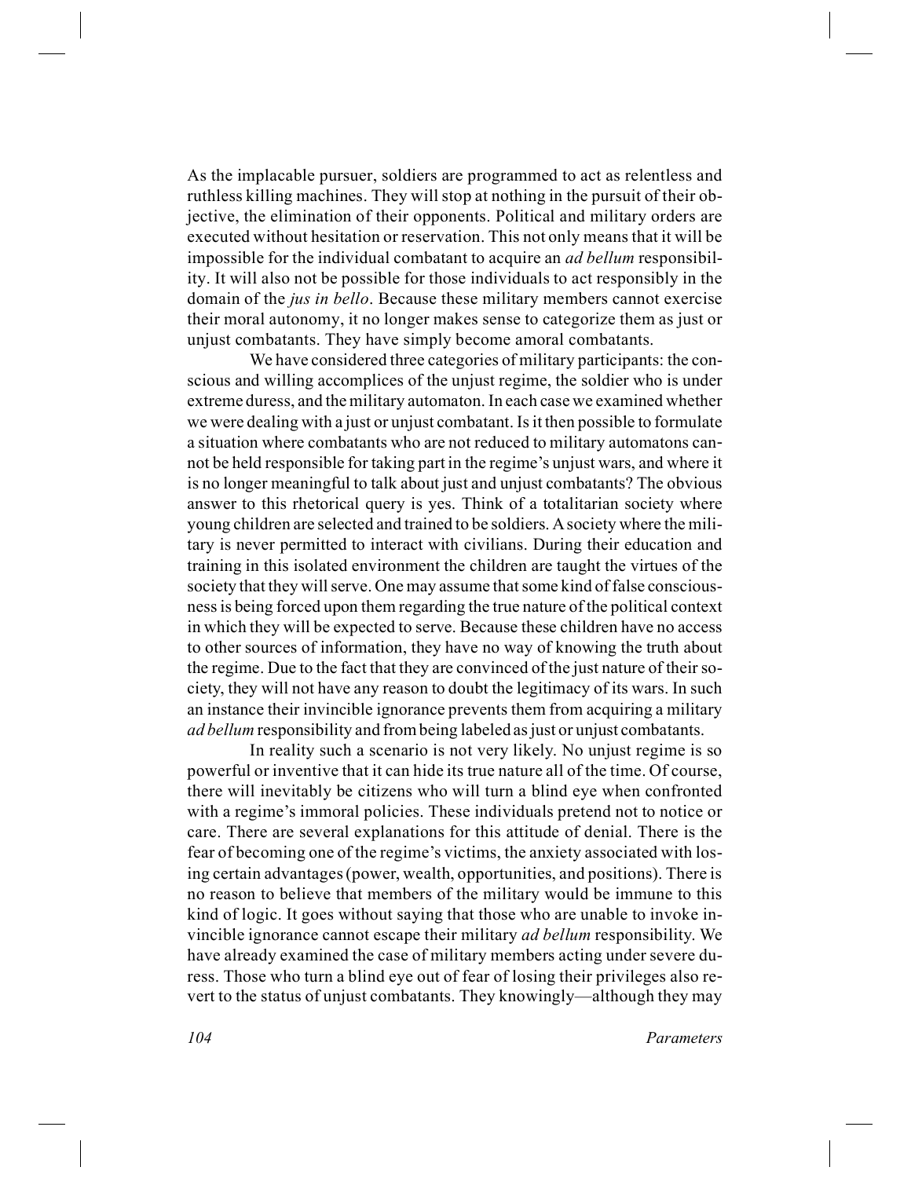As the implacable pursuer, soldiers are programmed to act as relentless and ruthless killing machines. They will stop at nothing in the pursuit of their objective, the elimination of their opponents. Political and military orders are executed without hesitation or reservation. This not only means that it will be impossible for the individual combatant to acquire an *ad bellum* responsibility. It will also not be possible for those individuals to act responsibly in the domain of the *jus in bello*. Because these military members cannot exercise their moral autonomy, it no longer makes sense to categorize them as just or unjust combatants. They have simply become amoral combatants.

We have considered three categories of military participants: the conscious and willing accomplices of the unjust regime, the soldier who is under extreme duress, and the military automaton. In each case we examined whether we were dealing with a just or unjust combatant. Is it then possible to formulate a situation where combatants who are not reduced to military automatons cannot be held responsible for taking part in the regime's unjust wars, and where it is no longer meaningful to talk about just and unjust combatants? The obvious answer to this rhetorical query is yes. Think of a totalitarian society where young children are selected and trained to be soldiers. A society where the military is never permitted to interact with civilians. During their education and training in this isolated environment the children are taught the virtues of the society that they will serve. One may assume that some kind of false consciousness is being forced upon them regarding the true nature of the political context in which they will be expected to serve. Because these children have no access to other sources of information, they have no way of knowing the truth about the regime. Due to the fact that they are convinced of the just nature of their society, they will not have any reason to doubt the legitimacy of its wars. In such an instance their invincible ignorance prevents them from acquiring a military *ad bellum* responsibility and from being labeled as just or unjust combatants.

In reality such a scenario is not very likely. No unjust regime is so powerful or inventive that it can hide its true nature all of the time. Of course, there will inevitably be citizens who will turn a blind eye when confronted with a regime's immoral policies. These individuals pretend not to notice or care. There are several explanations for this attitude of denial. There is the fear of becoming one of the regime's victims, the anxiety associated with losing certain advantages (power, wealth, opportunities, and positions). There is no reason to believe that members of the military would be immune to this kind of logic. It goes without saying that those who are unable to invoke invincible ignorance cannot escape their military *ad bellum* responsibility. We have already examined the case of military members acting under severe duress. Those who turn a blind eye out of fear of losing their privileges also revert to the status of unjust combatants. They knowingly—although they may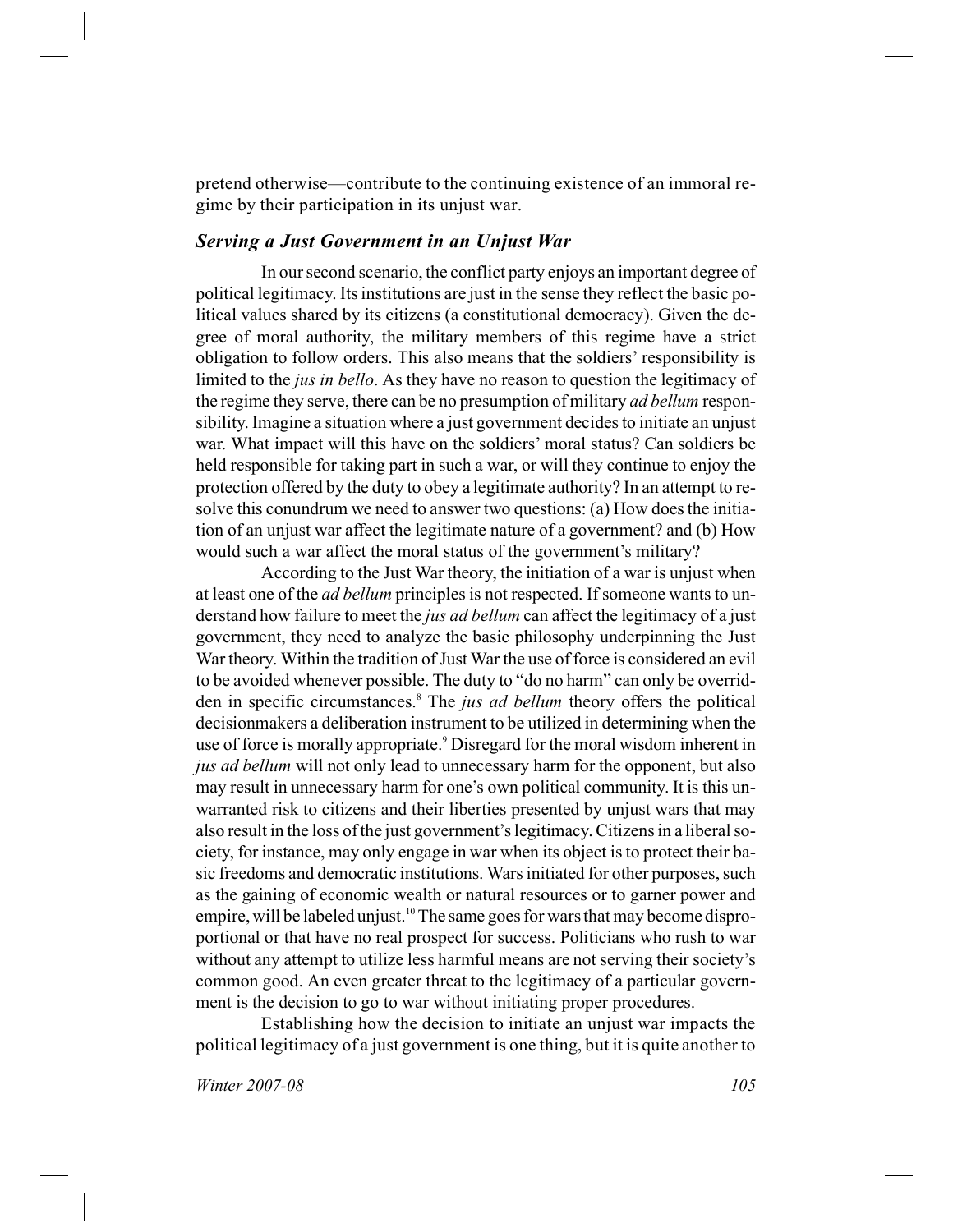pretend otherwise—contribute to the continuing existence of an immoral regime by their participation in its unjust war.

### *Serving a Just Government in an Unjust War*

In our second scenario, the conflict party enjoys an important degree of political legitimacy. Its institutions are just in the sense they reflect the basic political values shared by its citizens (a constitutional democracy). Given the degree of moral authority, the military members of this regime have a strict obligation to follow orders. This also means that the soldiers' responsibility is limited to the *jus in bello*. As they have no reason to question the legitimacy of the regime they serve, there can be no presumption of military *ad bellum* responsibility. Imagine a situation where a just government decides to initiate an unjust war. What impact will this have on the soldiers' moral status? Can soldiers be held responsible for taking part in such a war, or will they continue to enjoy the protection offered by the duty to obey a legitimate authority? In an attempt to resolve this conundrum we need to answer two questions: (a) How does the initiation of an unjust war affect the legitimate nature of a government? and (b) How would such a war affect the moral status of the government's military?

According to the Just War theory, the initiation of a war is unjust when at least one of the *ad bellum* principles is not respected. If someone wants to understand how failure to meet the *jus ad bellum* can affect the legitimacy of a just government, they need to analyze the basic philosophy underpinning the Just War theory. Within the tradition of Just War the use of force is considered an evil to be avoided whenever possible. The duty to "do no harm" can only be overridden in specific circumstances.[8] The *jus ad bellum* theory offers the political decisionmakers a deliberation instrument to be utilized in determining when the use of force is morally appropriate.[9] Disregard for the moral wisdom inherent in *jus ad bellum* will not only lead to unnecessary harm for the opponent, but also may result in unnecessary harm for one's own political community. It is this unwarranted risk to citizens and their liberties presented by unjust wars that may also result in the loss of the just government's legitimacy. Citizens in a liberal society, for instance, may only engage in war when its object is to protect their basic freedoms and democratic institutions. Wars initiated for other purposes, such as the gaining of economic wealth or natural resources or to garner power and empire, will be labeled unjust.[10] The same goes for wars that may become disproportional or that have no real prospect for success. Politicians who rush to war without any attempt to utilize less harmful means are not serving their society's common good. An even greater threat to the legitimacy of a particular government is the decision to go to war without initiating proper procedures.

Establishing how the decision to initiate an unjust war impacts the political legitimacy of a just government is one thing, but it is quite another to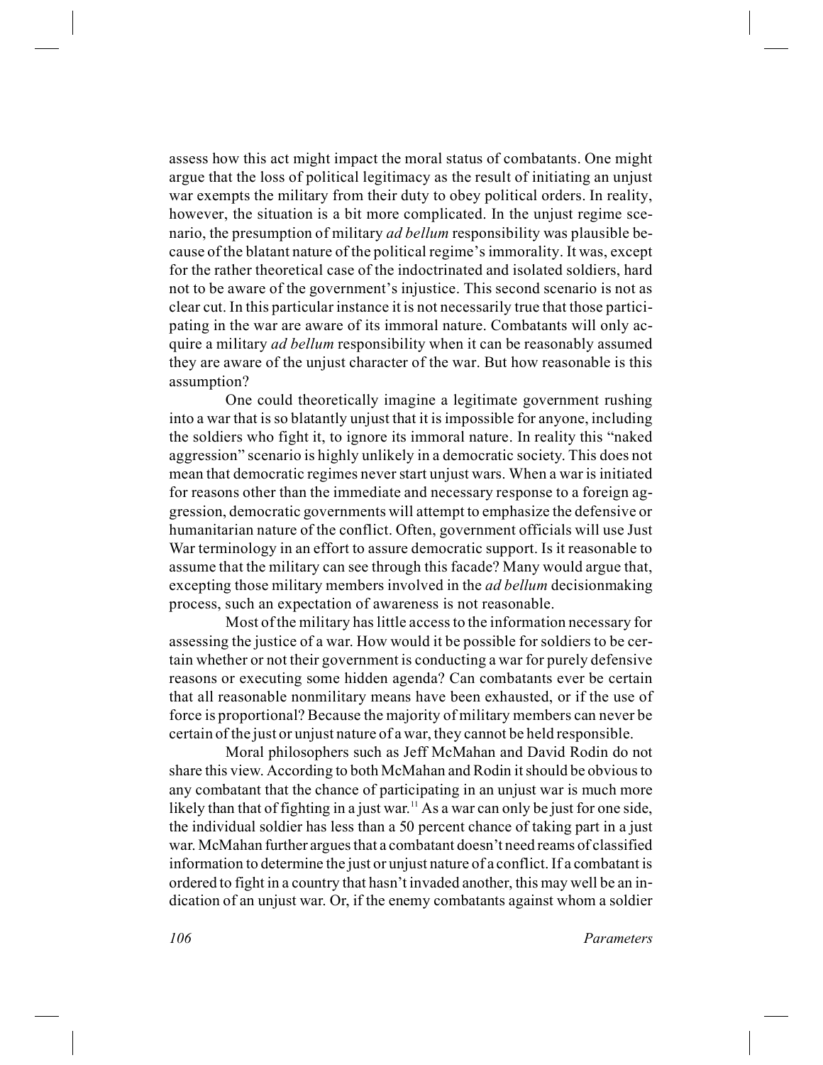assess how this act might impact the moral status of combatants. One might argue that the loss of political legitimacy as the result of initiating an unjust war exempts the military from their duty to obey political orders. In reality, however, the situation is a bit more complicated. In the unjust regime scenario, the presumption of military *ad bellum* responsibility was plausible because of the blatant nature of the political regime's immorality. It was, except for the rather theoretical case of the indoctrinated and isolated soldiers, hard not to be aware of the government's injustice. This second scenario is not as clear cut. In this particular instance it is not necessarily true that those participating in the war are aware of its immoral nature. Combatants will only acquire a military *ad bellum* responsibility when it can be reasonably assumed they are aware of the unjust character of the war. But how reasonable is this assumption?

One could theoretically imagine a legitimate government rushing into a war that is so blatantly unjust that it is impossible for anyone, including the soldiers who fight it, to ignore its immoral nature. In reality this "naked aggression" scenario is highly unlikely in a democratic society. This does not mean that democratic regimes never start unjust wars. When a war is initiated for reasons other than the immediate and necessary response to a foreign aggression, democratic governments will attempt to emphasize the defensive or humanitarian nature of the conflict. Often, government officials will use Just War terminology in an effort to assure democratic support. Is it reasonable to assume that the military can see through this facade? Many would argue that, excepting those military members involved in the *ad bellum* decisionmaking process, such an expectation of awareness is not reasonable.

Most of the military has little access to the information necessary for assessing the justice of a war. How would it be possible for soldiers to be certain whether or not their government is conducting a war for purely defensive reasons or executing some hidden agenda? Can combatants ever be certain that all reasonable nonmilitary means have been exhausted, or if the use of force is proportional? Because the majority of military members can never be certain of the just or unjust nature of a war, they cannot be held responsible.

Moral philosophers such as Jeff McMahan and David Rodin do not share this view. According to both McMahan and Rodin it should be obvious to any combatant that the chance of participating in an unjust war is much more likely than that of fighting in a just war.[11] As a war can only be just for one side, the individual soldier has less than a 50 percent chance of taking part in a just war. McMahan further argues that a combatant doesn't need reams of classified information to determine the just or unjust nature of a conflict. If a combatant is ordered to fight in a country that hasn't invaded another, this may well be an indication of an unjust war. Or, if the enemy combatants against whom a soldier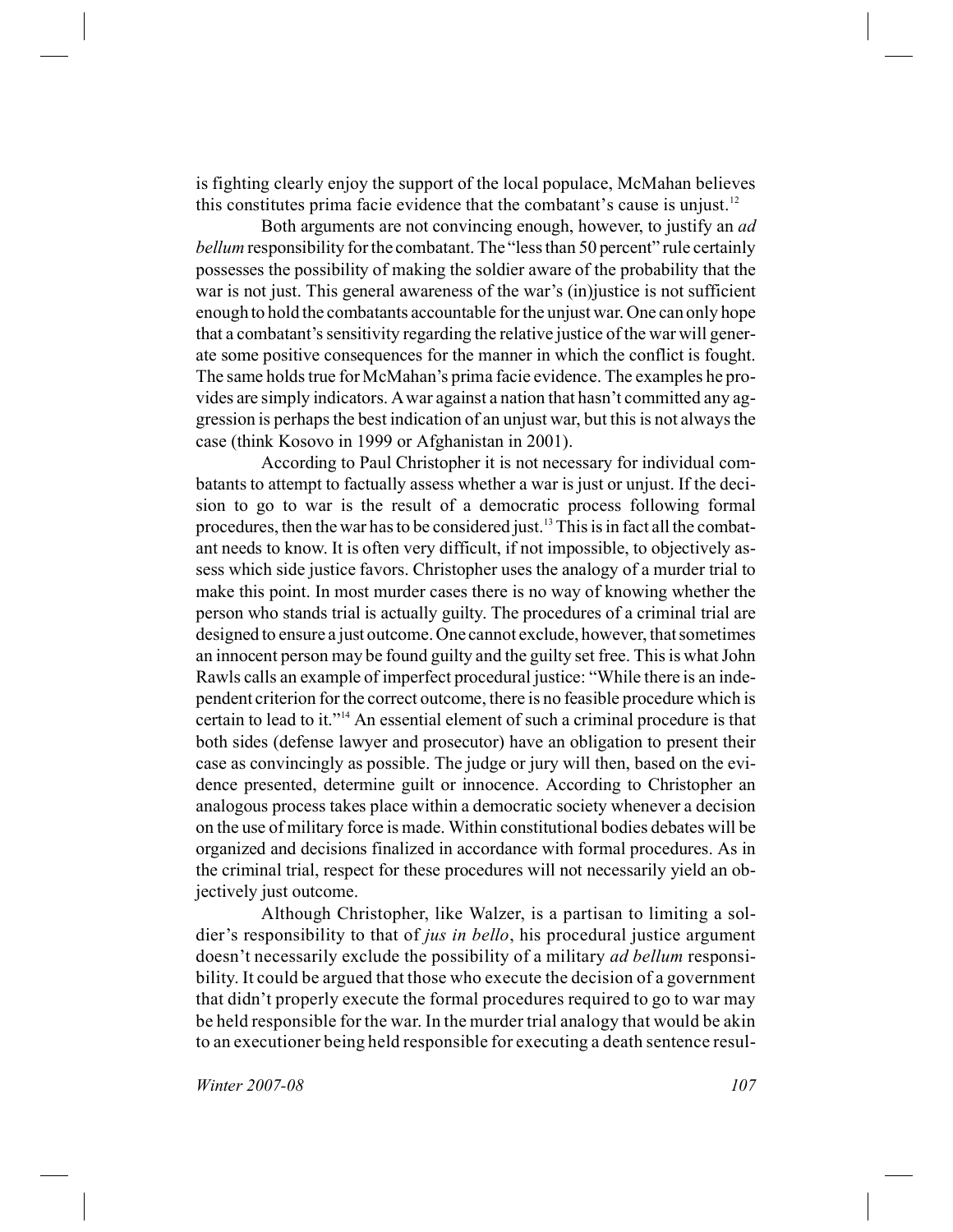is fighting clearly enjoy the support of the local populace, McMahan believes this constitutes prima facie evidence that the combatant's cause is unjust.[12]

Both arguments are not convincing enough, however, to justify an *ad bellum* responsibility for the combatant. The "less than 50 percent" rule certainly possesses the possibility of making the soldier aware of the probability that the war is not just. This general awareness of the war's (in)justice is not sufficient enough to hold the combatants accountable for the unjust war. One can only hope that a combatant's sensitivity regarding the relative justice of the war will generate some positive consequences for the manner in which the conflict is fought. The same holds true for McMahan's prima facie evidence. The examples he provides are simply indicators. A war against a nation that hasn't committed any aggression is perhaps the best indication of an unjust war, but this is not always the case (think Kosovo in 1999 or Afghanistan in 2001).

According to Paul Christopher it is not necessary for individual combatants to attempt to factually assess whether a war is just or unjust. If the decision to go to war is the result of a democratic process following formal procedures, then the war has to be considered just.[13] This is in fact all the combatant needs to know. It is often very difficult, if not impossible, to objectively assess which side justice favors. Christopher uses the analogy of a murder trial to make this point. In most murder cases there is no way of knowing whether the person who stands trial is actually guilty. The procedures of a criminal trial are designed to ensure a just outcome. One cannot exclude, however, that sometimes an innocent person may be found guilty and the guilty set free. This is what John Rawls calls an example of imperfect procedural justice: "While there is an independent criterion for the correct outcome, there is no feasible procedure which is certain to lead to it."[14] An essential element of such a criminal procedure is that both sides (defense lawyer and prosecutor) have an obligation to present their case as convincingly as possible. The judge or jury will then, based on the evidence presented, determine guilt or innocence. According to Christopher an analogous process takes place within a democratic society whenever a decision on the use of military force is made. Within constitutional bodies debates will be organized and decisions finalized in accordance with formal procedures. As in the criminal trial, respect for these procedures will not necessarily yield an objectively just outcome.

Although Christopher, like Walzer, is a partisan to limiting a soldier's responsibility to that of *jus in bello*, his procedural justice argument doesn't necessarily exclude the possibility of a military *ad bellum* responsibility. It could be argued that those who execute the decision of a government that didn't properly execute the formal procedures required to go to war may be held responsible for the war. In the murder trial analogy that would be akin to an executioner being held responsible for executing a death sentence resul-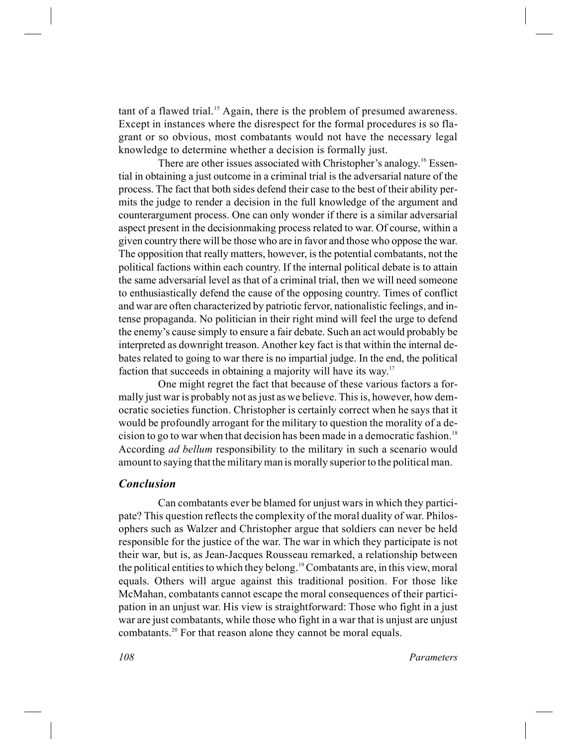tant of a flawed trial.[15] Again, there is the problem of presumed awareness. Except in instances where the disrespect for the formal procedures is so flagrant or so obvious, most combatants would not have the necessary legal knowledge to determine whether a decision is formally just.

There are other issues associated with Christopher's analogy.[16] Essential in obtaining a just outcome in a criminal trial is the adversarial nature of the process. The fact that both sides defend their case to the best of their ability permits the judge to render a decision in the full knowledge of the argument and counterargument process. One can only wonder if there is a similar adversarial aspect present in the decisionmaking process related to war. Of course, within a given country there will be those who are in favor and those who oppose the war. The opposition that really matters, however, is the potential combatants, not the political factions within each country. If the internal political debate is to attain the same adversarial level as that of a criminal trial, then we will need someone to enthusiastically defend the cause of the opposing country. Times of conflict and war are often characterized by patriotic fervor, nationalistic feelings, and intense propaganda. No politician in their right mind will feel the urge to defend the enemy's cause simply to ensure a fair debate. Such an act would probably be interpreted as downright treason. Another key fact is that within the internal debates related to going to war there is no impartial judge. In the end, the political faction that succeeds in obtaining a majority will have its way.[17]

One might regret the fact that because of these various factors a formally just war is probably not as just as we believe. This is, however, how democratic societies function. Christopher is certainly correct when he says that it would be profoundly arrogant for the military to question the morality of a decision to go to war when that decision has been made in a democratic fashion.[18] According *ad bellum* responsibility to the military in such a scenario would amount to saying that the military man is morally superior to the political man.

## *Conclusion*

Can combatants ever be blamed for unjust wars in which they participate? This question reflects the complexity of the moral duality of war. Philosophers such as Walzer and Christopher argue that soldiers can never be held responsible for the justice of the war. The war in which they participate is not their war, but is, as Jean-Jacques Rousseau remarked, a relationship between the political entities to which they belong.[19] Combatants are, in this view, moral equals. Others will argue against this traditional position. For those like McMahan, combatants cannot escape the moral consequences of their participation in an unjust war. His view is straightforward: Those who fight in a just war are just combatants, while those who fight in a war that is unjust are unjust combatants.[20] For that reason alone they cannot be moral equals.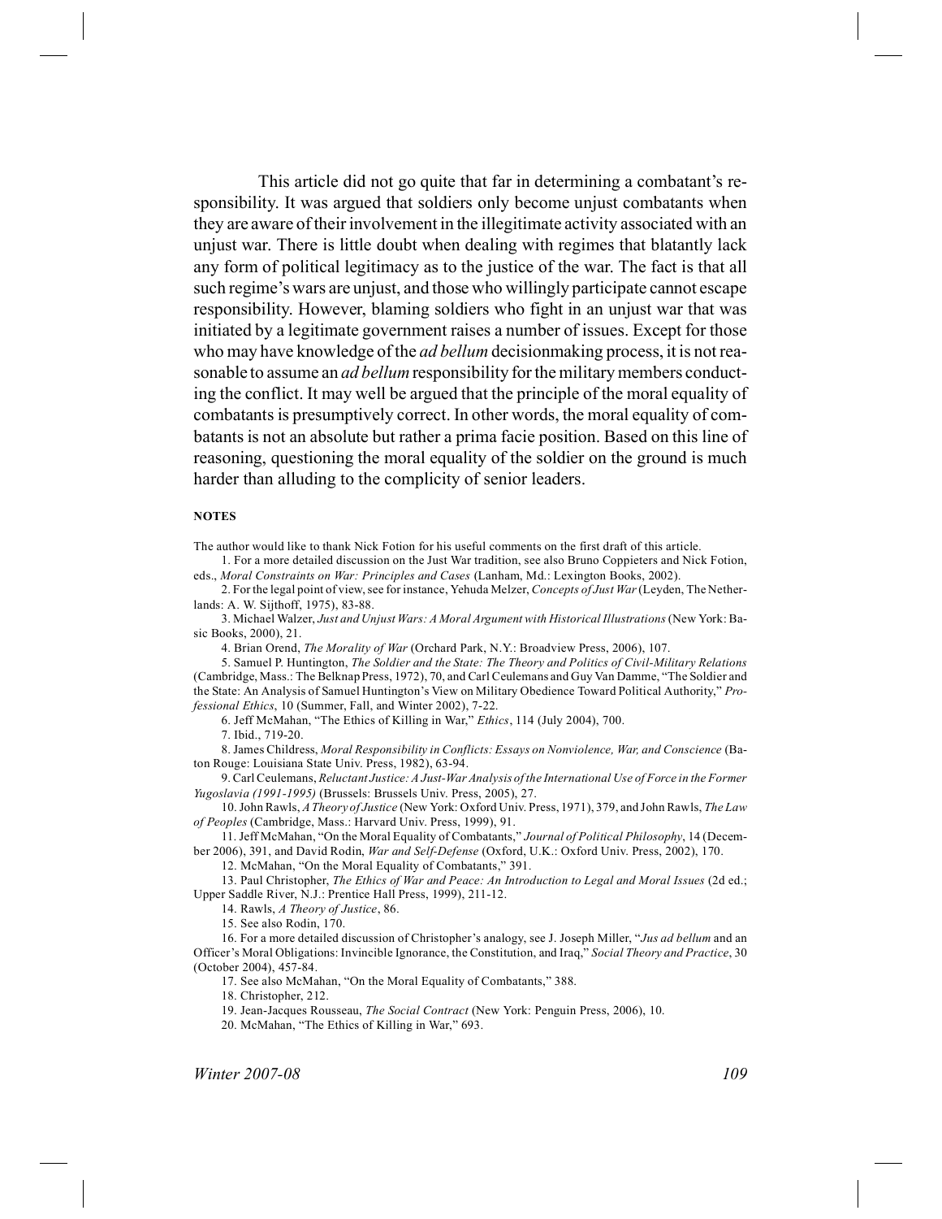This article did not go quite that far in determining a combatant's responsibility. It was argued that soldiers only become unjust combatants when they are aware of their involvement in the illegitimate activity associated with an unjust war. There is little doubt when dealing with regimes that blatantly lack any form of political legitimacy as to the justice of the war. The fact is that all such regime's wars are unjust, and those who willingly participate cannot escape responsibility. However, blaming soldiers who fight in an unjust war that was initiated by a legitimate government raises a number of issues. Except for those who may have knowledge of the *ad bellum* decisionmaking process, it is not reasonable to assume an *ad bellum* responsibility for the military members conducting the conflict. It may well be argued that the principle of the moral equality of combatants is presumptively correct. In other words, the moral equality of combatants is not an absolute but rather a prima facie position. Based on this line of reasoning, questioning the moral equality of the soldier on the ground is much harder than alluding to the complicity of senior leaders.

**NOTES**

The author would like to thank Nick Fotion for his useful comments on the first draft of this article.

1. For a more detailed discussion on the Just War tradition, see also Bruno Coppieters and Nick Fotion, eds., *Moral Constraints on War: Principles and Cases* (Lanham, Md.: Lexington Books, 2002).
2. For the legal point of view, see for instance, Yehuda Melzer, *Concepts of Just War* (Leyden, The Netherlands: A. W. Sijthoff, 1975), 83-88.
3. Michael Walzer, *Just and Unjust Wars: A Moral Argument with Historical Illustrations* (New York: Basic Books, 2000), 21.
4. Brian Orend, *The Morality of War* (Orchard Park, N.Y.: Broadview Press, 2006), 107.
5. Samuel P. Huntington, *The Soldier and the State: The Theory and Politics of Civil-Military Relations* (Cambridge, Mass.: The Belknap Press, 1972), 70, and Carl Ceulemans and Guy Van Damme, "The Soldier and the State: An Analysis of Samuel Huntington's View on Military Obedience Toward Political Authority," *Professional Ethics*, 10 (Summer, Fall, and Winter 2002), 7-22.
6. Jeff McMahan, "The Ethics of Killing in War," *Ethics*, 114 (July 2004), 700.
7. Ibid., 719-20.
8. James Childress, *Moral Responsibility in Conflicts: Essays on Nonviolence, War, and Conscience* (Baton Rouge: Louisiana State Univ. Press, 1982), 63-94.
9. Carl Ceulemans, *Reluctant Justice: A Just-War Analysis of the International Use of Force in the Former Yugoslavia (1991-1995)* (Brussels: Brussels Univ. Press, 2005), 27.
10. John Rawls, *A Theory of Justice* (New York: Oxford Univ. Press, 1971), 379, and John Rawls, *The Law of Peoples* (Cambridge, Mass.: Harvard Univ. Press, 1999), 91.
11. Jeff McMahan, "On the Moral Equality of Combatants," *Journal of Political Philosophy*, 14 (December 2006), 391, and David Rodin, *War and Self-Defense* (Oxford, U.K.: Oxford Univ. Press, 2002), 170.
12. McMahan, "On the Moral Equality of Combatants," 391.
13. Paul Christopher, *The Ethics of War and Peace: An Introduction to Legal and Moral Issues* (2d ed.; Upper Saddle River, N.J.: Prentice Hall Press, 1999), 211-12.
14. Rawls, *A Theory of Justice*, 86.
15. See also Rodin, 170.
16. For a more detailed discussion of Christopher's analogy, see J. Joseph Miller, "*Jus ad bellum* and an Officer's Moral Obligations: Invincible Ignorance, the Constitution, and Iraq," *Social Theory and Practice*, 30 (October 2004), 457-84.
17. See also McMahan, "On the Moral Equality of Combatants," 388.
18. Christopher, 212.
19. Jean-Jacques Rousseau, *The Social Contract* (New York: Penguin Press, 2006), 10.
20. McMahan, "The Ethics of Killing in War," 693.